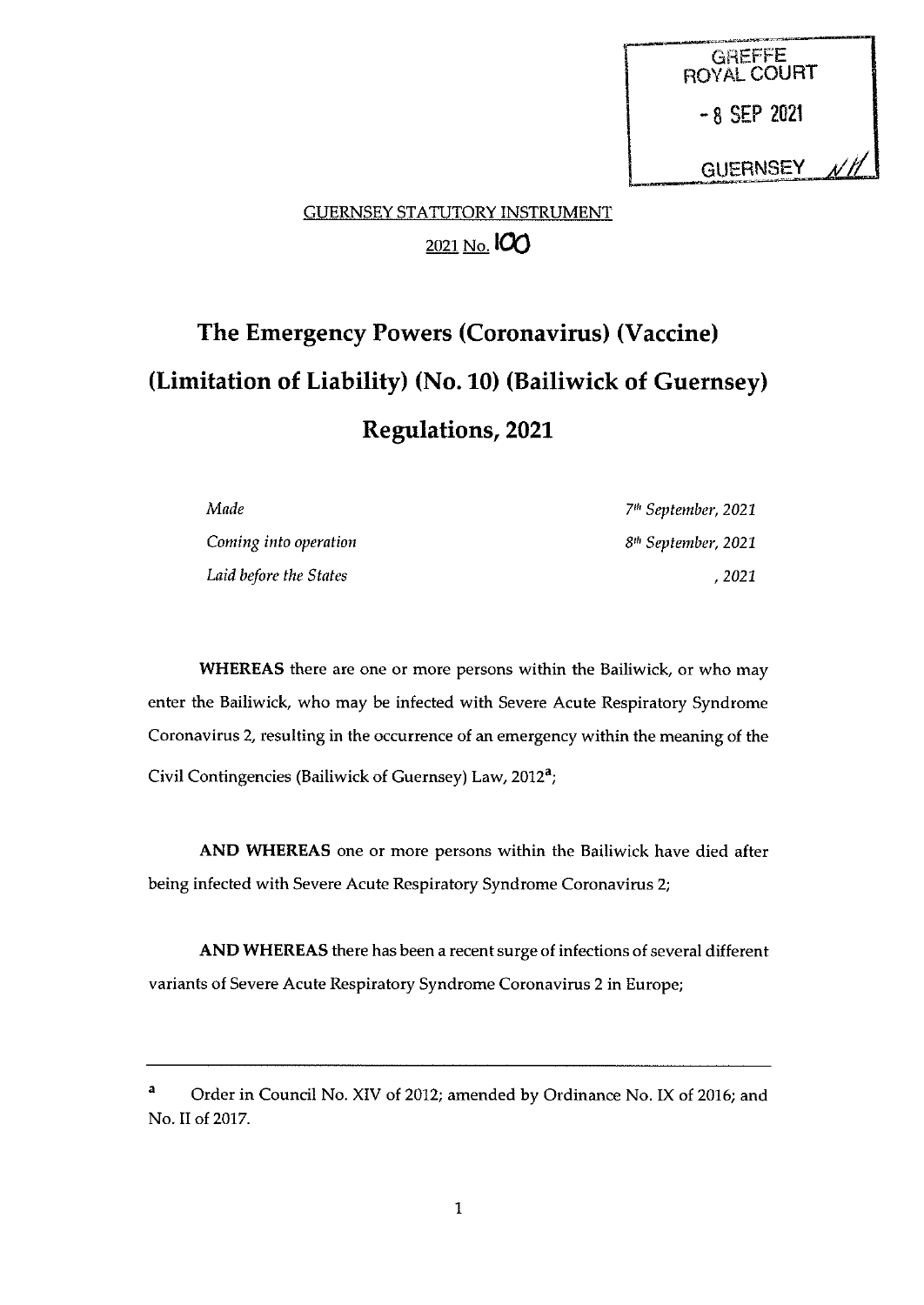GREFFE
ROYAL COURT
- 8 SEP 2021
GUERNSEY

GUERNSEY STATUTORY INSTRUMENT

2021 No. 100

# The Emergency Powers (Coronavirus) (Vaccine) (Limitation of Liability) (No. 10) (Bailiwick of Guernsey) Regulations, 2021

| | |
|---|---|
| *Made* | *7th September, 2021* |
| *Coming into operation* | *8th September, 2021* |
| *Laid before the States* | *, 2021* |

**WHEREAS** there are one or more persons within the Bailiwick, or who may enter the Bailiwick, who may be infected with Severe Acute Respiratory Syndrome Coronavirus 2, resulting in the occurrence of an emergency within the meaning of the Civil Contingencies (Bailiwick of Guernsey) Law, 2012[a];

**AND WHEREAS** one or more persons within the Bailiwick have died after being infected with Severe Acute Respiratory Syndrome Coronavirus 2;

**AND WHEREAS** there has been a recent surge of infections of several different variants of Severe Acute Respiratory Syndrome Coronavirus 2 in Europe;

---

[a] Order in Council No. XIV of 2012; amended by Ordinance No. IX of 2016; and No. II of 2017.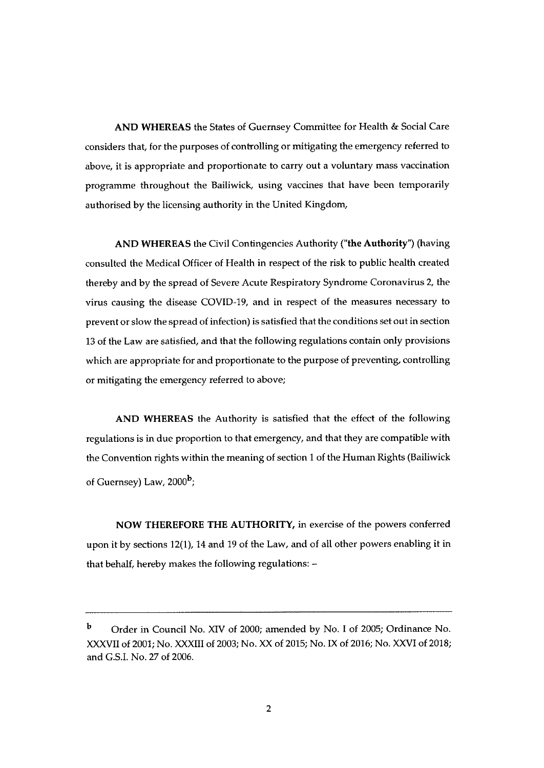**AND WHEREAS** the States of Guernsey Committee for Health & Social Care considers that, for the purposes of controlling or mitigating the emergency referred to above, it is appropriate and proportionate to carry out a voluntary mass vaccination programme throughout the Bailiwick, using vaccines that have been temporarily authorised by the licensing authority in the United Kingdom,

**AND WHEREAS** the Civil Contingencies Authority (**"the Authority"**) (having consulted the Medical Officer of Health in respect of the risk to public health created thereby and by the spread of Severe Acute Respiratory Syndrome Coronavirus 2, the virus causing the disease COVID-19, and in respect of the measures necessary to prevent or slow the spread of infection) is satisfied that the conditions set out in section 13 of the Law are satisfied, and that the following regulations contain only provisions which are appropriate for and proportionate to the purpose of preventing, controlling or mitigating the emergency referred to above;

**AND WHEREAS** the Authority is satisfied that the effect of the following regulations is in due proportion to that emergency, and that they are compatible with the Convention rights within the meaning of section 1 of the Human Rights (Bailiwick of Guernsey) Law, 2000[b];

**NOW THEREFORE THE AUTHORITY,** in exercise of the powers conferred upon it by sections 12(1), 14 and 19 of the Law, and of all other powers enabling it in that behalf, hereby makes the following regulations: –

---

[b] Order in Council No. XIV of 2000; amended by No. I of 2005; Ordinance No. XXXVII of 2001; No. XXXIII of 2003; No. XX of 2015; No. IX of 2016; No. XXVI of 2018; and G.S.I. No. 27 of 2006.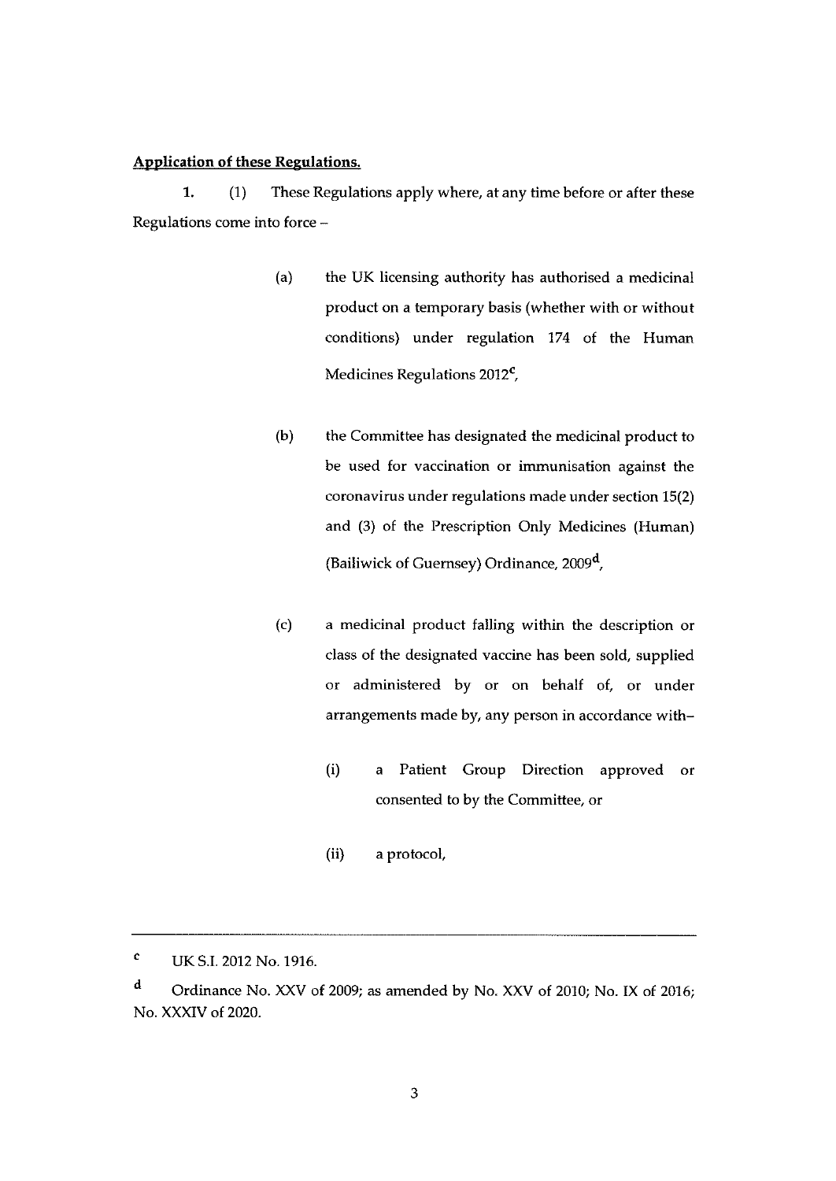**Application of these Regulations.**

**1.** (1) These Regulations apply where, at any time before or after these Regulations come into force –

(a) the UK licensing authority has authorised a medicinal product on a temporary basis (whether with or without conditions) under regulation 174 of the Human Medicines Regulations 2012[c],

(b) the Committee has designated the medicinal product to be used for vaccination or immunisation against the coronavirus under regulations made under section 15(2) and (3) of the Prescription Only Medicines (Human) (Bailiwick of Guernsey) Ordinance, 2009[d],

(c) a medicinal product falling within the description or class of the designated vaccine has been sold, supplied or administered by or on behalf of, or under arrangements made by, any person in accordance with–

(i) a Patient Group Direction approved or consented to by the Committee, or

(ii) a protocol,

---

[c] UK S.I. 2012 No. 1916.

[d] Ordinance No. XXV of 2009; as amended by No. XXV of 2010; No. IX of 2016; No. XXXIV of 2020.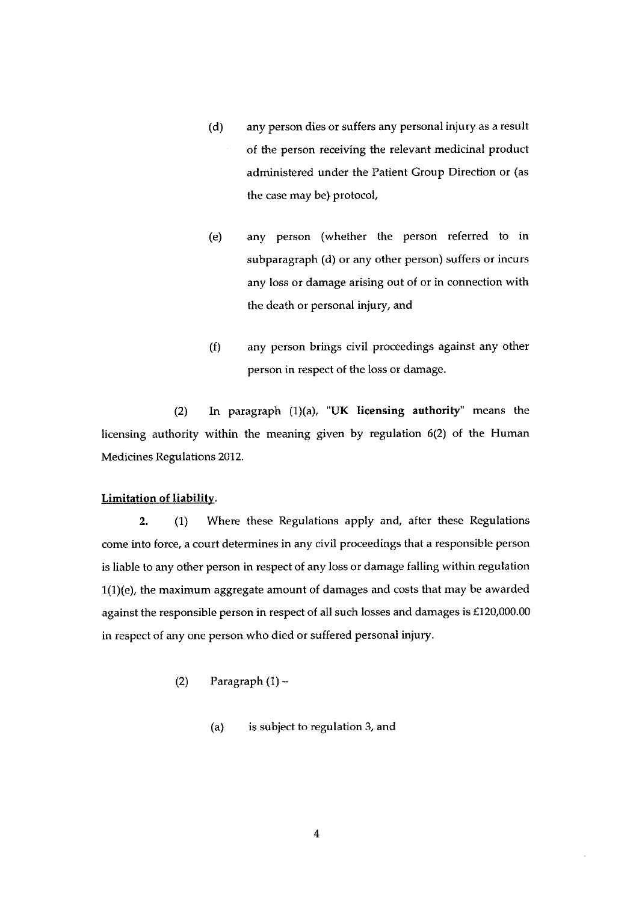(d) any person dies or suffers any personal injury as a result of the person receiving the relevant medicinal product administered under the Patient Group Direction or (as the case may be) protocol,

(e) any person (whether the person referred to in subparagraph (d) or any other person) suffers or incurs any loss or damage arising out of or in connection with the death or personal injury, and

(f) any person brings civil proceedings against any other person in respect of the loss or damage.

(2) In paragraph (1)(a), "**UK licensing authority**" means the licensing authority within the meaning given by regulation 6(2) of the Human Medicines Regulations 2012.

**Limitation of liability.**

**2.** (1) Where these Regulations apply and, after these Regulations come into force, a court determines in any civil proceedings that a responsible person is liable to any other person in respect of any loss or damage falling within regulation 1(1)(e), the maximum aggregate amount of damages and costs that may be awarded against the responsible person in respect of all such losses and damages is £120,000.00 in respect of any one person who died or suffered personal injury.

(2) Paragraph (1) –

(a) is subject to regulation 3, and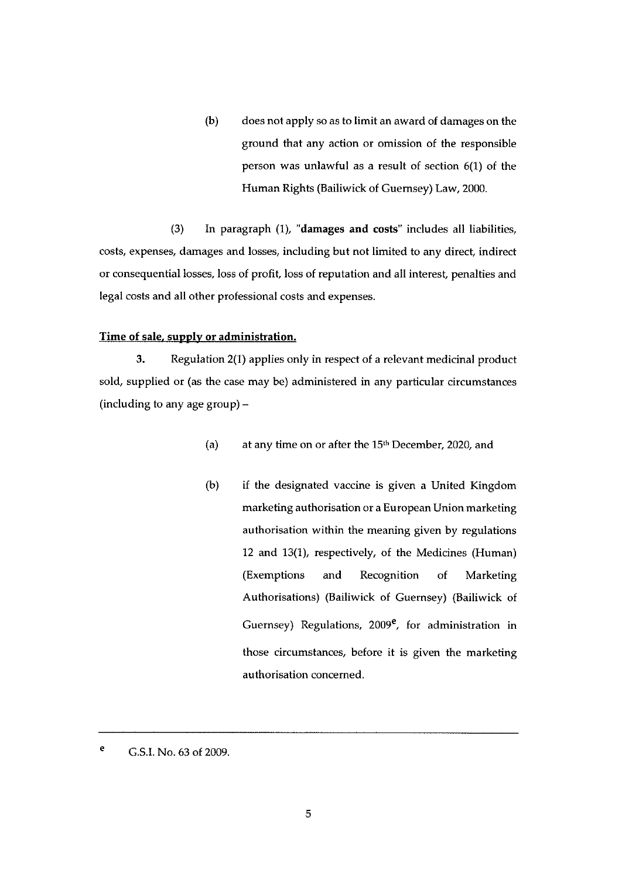(b) does not apply so as to limit an award of damages on the ground that any action or omission of the responsible person was unlawful as a result of section 6(1) of the Human Rights (Bailiwick of Guernsey) Law, 2000.

(3) In paragraph (1), "**damages and costs**" includes all liabilities, costs, expenses, damages and losses, including but not limited to any direct, indirect or consequential losses, loss of profit, loss of reputation and all interest, penalties and legal costs and all other professional costs and expenses.

**Time of sale, supply or administration.**

**3.** Regulation 2(1) applies only in respect of a relevant medicinal product sold, supplied or (as the case may be) administered in any particular circumstances (including to any age group) –

(a) at any time on or after the 15th December, 2020, and

(b) if the designated vaccine is given a United Kingdom marketing authorisation or a European Union marketing authorisation within the meaning given by regulations 12 and 13(1), respectively, of the Medicines (Human) (Exemptions and Recognition of Marketing Authorisations) (Bailiwick of Guernsey) (Bailiwick of Guernsey) Regulations, 2009[e], for administration in those circumstances, before it is given the marketing authorisation concerned.

---

[e] G.S.I. No. 63 of 2009.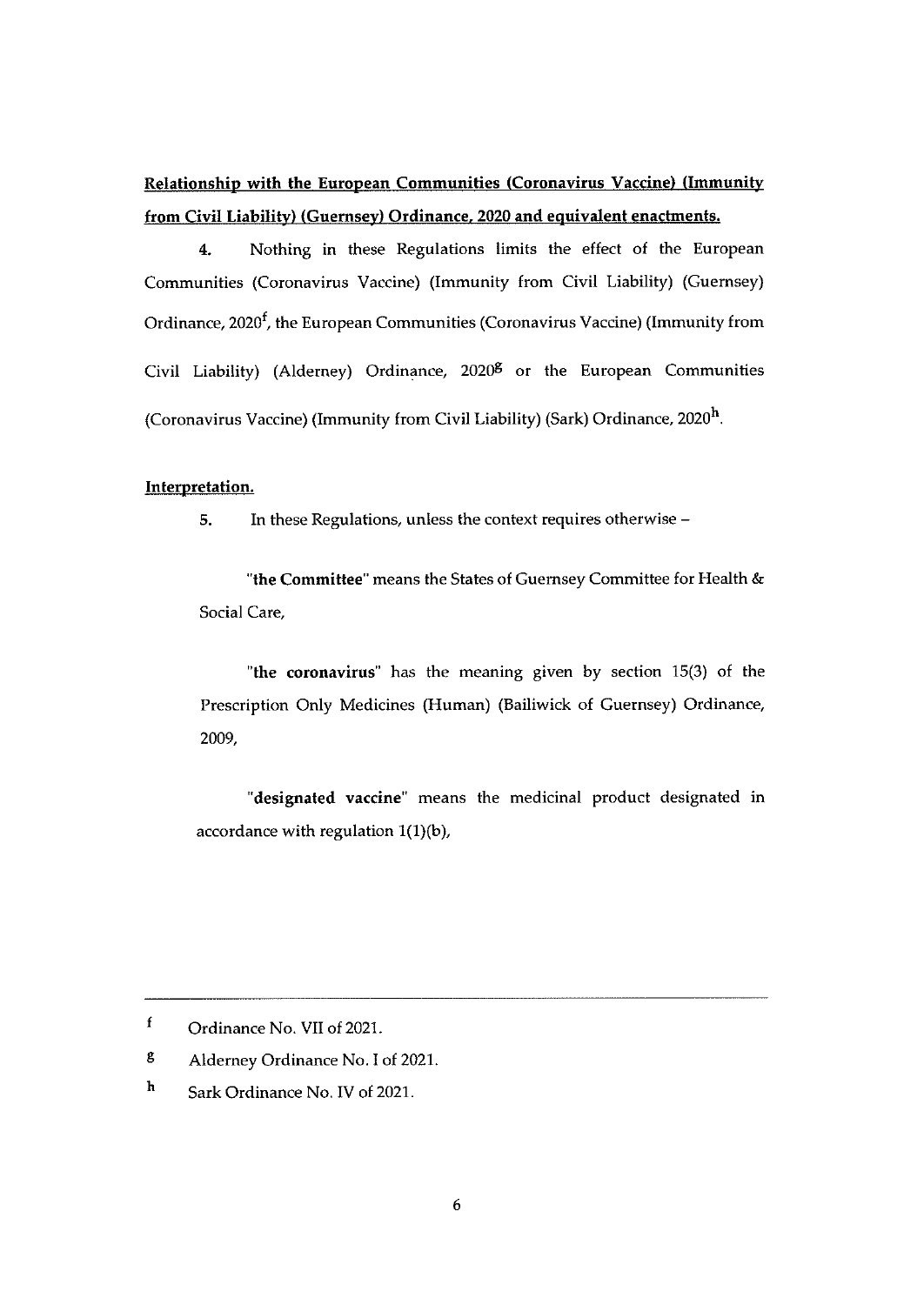**Relationship with the European Communities (Coronavirus Vaccine) (Immunity from Civil Liability) (Guernsey) Ordinance, 2020 and equivalent enactments.**

**4.** Nothing in these Regulations limits the effect of the European Communities (Coronavirus Vaccine) (Immunity from Civil Liability) (Guernsey) Ordinance, 2020[f], the European Communities (Coronavirus Vaccine) (Immunity from Civil Liability) (Alderney) Ordinance, 2020[g] or the European Communities (Coronavirus Vaccine) (Immunity from Civil Liability) (Sark) Ordinance, 2020[h].

**Interpretation.**

**5.** In these Regulations, unless the context requires otherwise –

"**the Committee**" means the States of Guernsey Committee for Health & Social Care,

"**the coronavirus**" has the meaning given by section 15(3) of the Prescription Only Medicines (Human) (Bailiwick of Guernsey) Ordinance, 2009,

"**designated vaccine**" means the medicinal product designated in accordance with regulation 1(1)(b),

---

[f] Ordinance No. VII of 2021.

[g] Alderney Ordinance No. I of 2021.

[h] Sark Ordinance No. IV of 2021.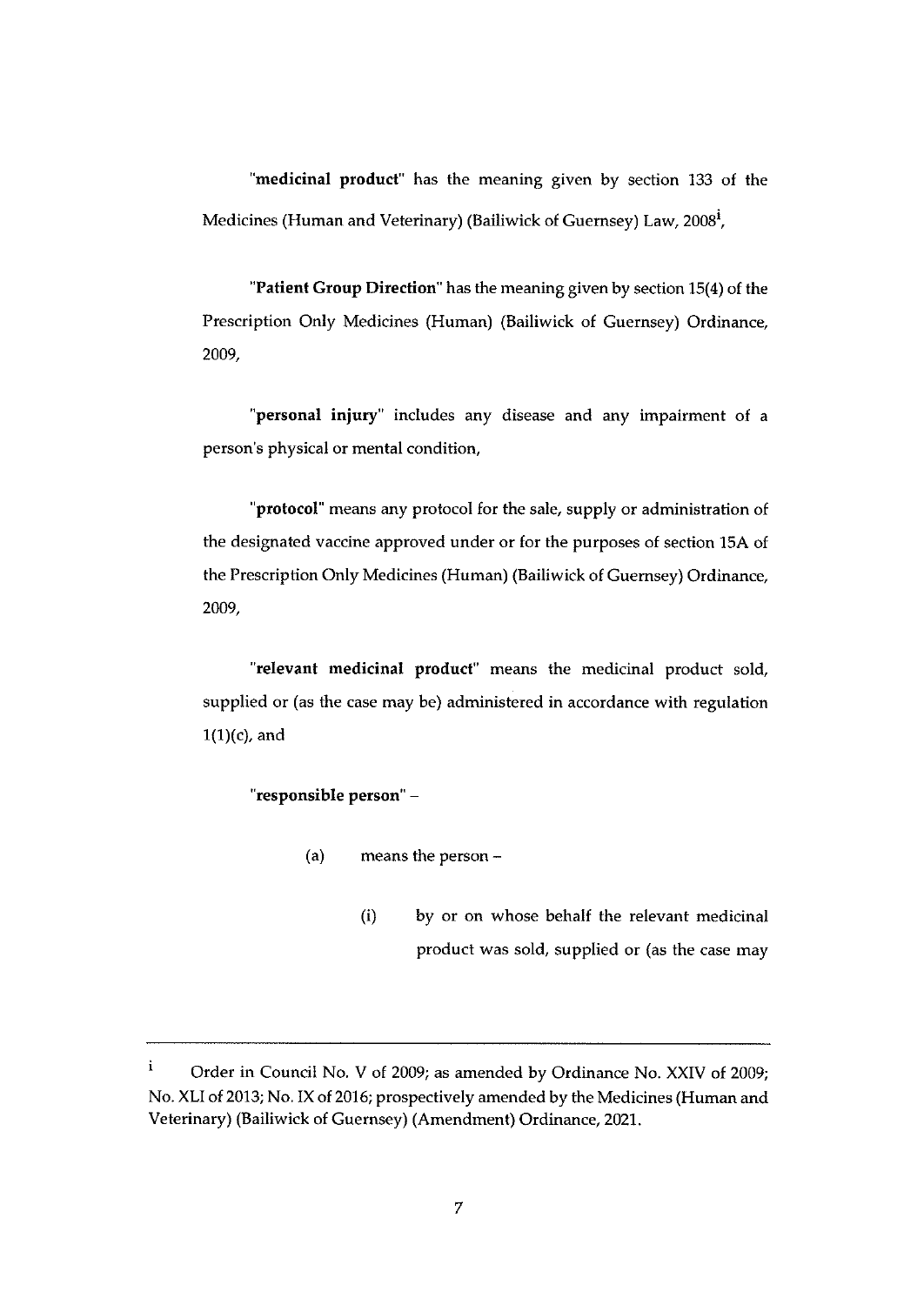"**medicinal product**" has the meaning given by section 133 of the Medicines (Human and Veterinary) (Bailiwick of Guernsey) Law, 2008[i],

"**Patient Group Direction**" has the meaning given by section 15(4) of the Prescription Only Medicines (Human) (Bailiwick of Guernsey) Ordinance, 2009,

"**personal injury**" includes any disease and any impairment of a person's physical or mental condition,

"**protocol**" means any protocol for the sale, supply or administration of the designated vaccine approved under or for the purposes of section 15A of the Prescription Only Medicines (Human) (Bailiwick of Guernsey) Ordinance, 2009,

"**relevant medicinal product**" means the medicinal product sold, supplied or (as the case may be) administered in accordance with regulation 1(1)(c), and

"**responsible person**" –

(a) means the person –

(i) by or on whose behalf the relevant medicinal product was sold, supplied or (as the case may

---

[i] Order in Council No. V of 2009; as amended by Ordinance No. XXIV of 2009; No. XLI of 2013; No. IX of 2016; prospectively amended by the Medicines (Human and Veterinary) (Bailiwick of Guernsey) (Amendment) Ordinance, 2021.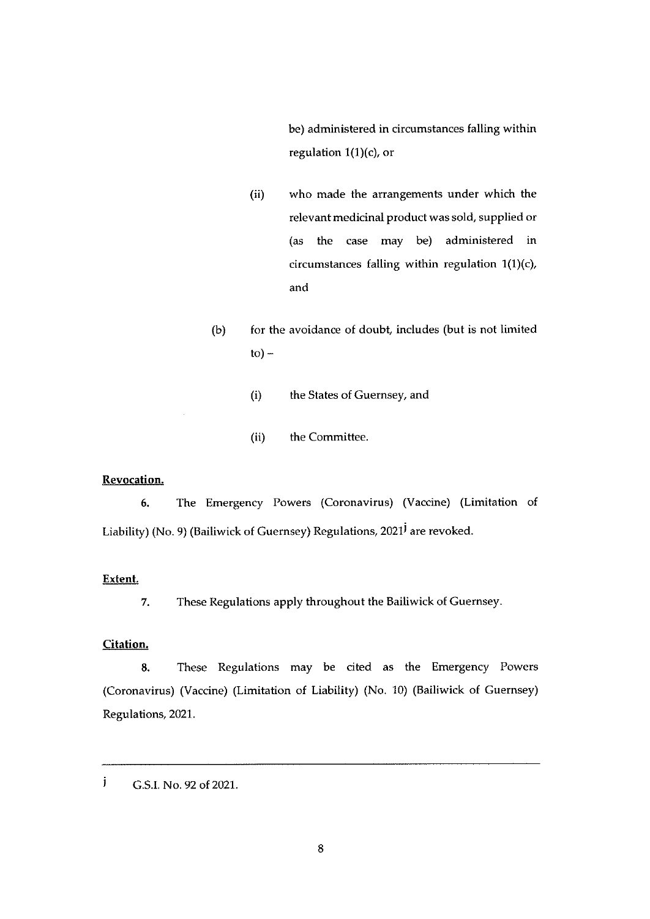be) administered in circumstances falling within regulation 1(1)(c), or

(ii) who made the arrangements under which the relevant medicinal product was sold, supplied or (as the case may be) administered in circumstances falling within regulation 1(1)(c), and

(b) for the avoidance of doubt, includes (but is not limited to) –

(i) the States of Guernsey, and

(ii) the Committee.

**Revocation.**

**6.** The Emergency Powers (Coronavirus) (Vaccine) (Limitation of Liability) (No. 9) (Bailiwick of Guernsey) Regulations, 2021[j] are revoked.

**Extent.**

**7.** These Regulations apply throughout the Bailiwick of Guernsey.

**Citation.**

**8.** These Regulations may be cited as the Emergency Powers (Coronavirus) (Vaccine) (Limitation of Liability) (No. 10) (Bailiwick of Guernsey) Regulations, 2021.

---

[j] G.S.I. No. 92 of 2021.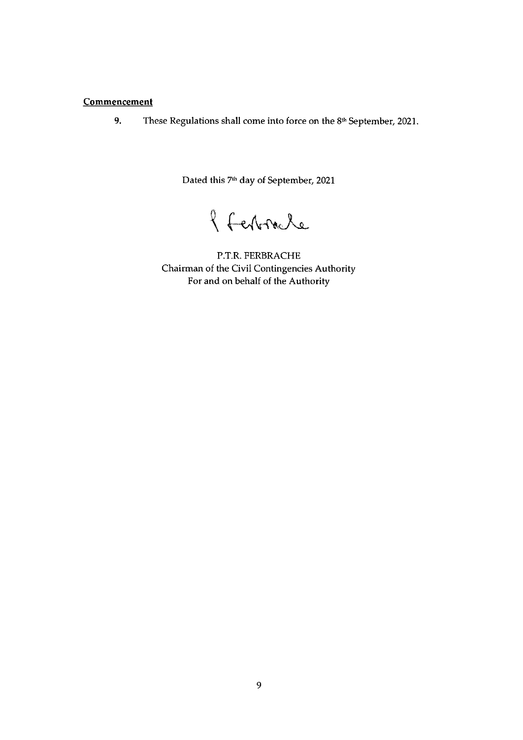**Commencement**

**9.** These Regulations shall come into force on the 8th September, 2021.

Dated this 7th day of September, 2021

P.T.R. FERBRACHE
Chairman of the Civil Contingencies Authority
For and on behalf of the Authority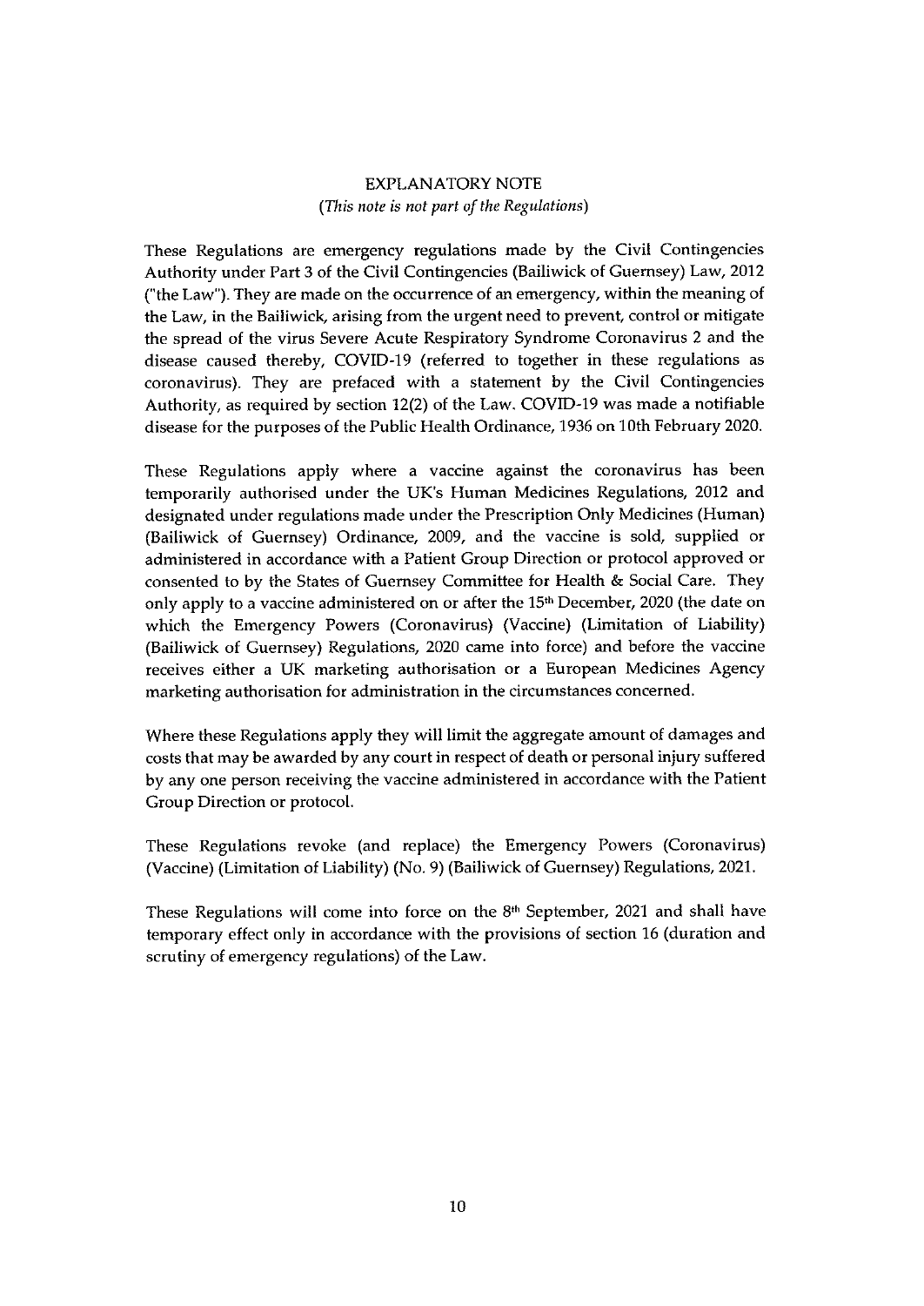# EXPLANATORY NOTE

*(This note is not part of the Regulations)*

These Regulations are emergency regulations made by the Civil Contingencies Authority under Part 3 of the Civil Contingencies (Bailiwick of Guernsey) Law, 2012 ("the Law"). They are made on the occurrence of an emergency, within the meaning of the Law, in the Bailiwick, arising from the urgent need to prevent, control or mitigate the spread of the virus Severe Acute Respiratory Syndrome Coronavirus 2 and the disease caused thereby, COVID-19 (referred to together in these regulations as coronavirus). They are prefaced with a statement by the Civil Contingencies Authority, as required by section 12(2) of the Law. COVID-19 was made a notifiable disease for the purposes of the Public Health Ordinance, 1936 on 10th February 2020.

These Regulations apply where a vaccine against the coronavirus has been temporarily authorised under the UK's Human Medicines Regulations, 2012 and designated under regulations made under the Prescription Only Medicines (Human) (Bailiwick of Guernsey) Ordinance, 2009, and the vaccine is sold, supplied or administered in accordance with a Patient Group Direction or protocol approved or consented to by the States of Guernsey Committee for Health & Social Care. They only apply to a vaccine administered on or after the 15th December, 2020 (the date on which the Emergency Powers (Coronavirus) (Vaccine) (Limitation of Liability) (Bailiwick of Guernsey) Regulations, 2020 came into force) and before the vaccine receives either a UK marketing authorisation or a European Medicines Agency marketing authorisation for administration in the circumstances concerned.

Where these Regulations apply they will limit the aggregate amount of damages and costs that may be awarded by any court in respect of death or personal injury suffered by any one person receiving the vaccine administered in accordance with the Patient Group Direction or protocol.

These Regulations revoke (and replace) the Emergency Powers (Coronavirus) (Vaccine) (Limitation of Liability) (No. 9) (Bailiwick of Guernsey) Regulations, 2021.

These Regulations will come into force on the 8th September, 2021 and shall have temporary effect only in accordance with the provisions of section 16 (duration and scrutiny of emergency regulations) of the Law.